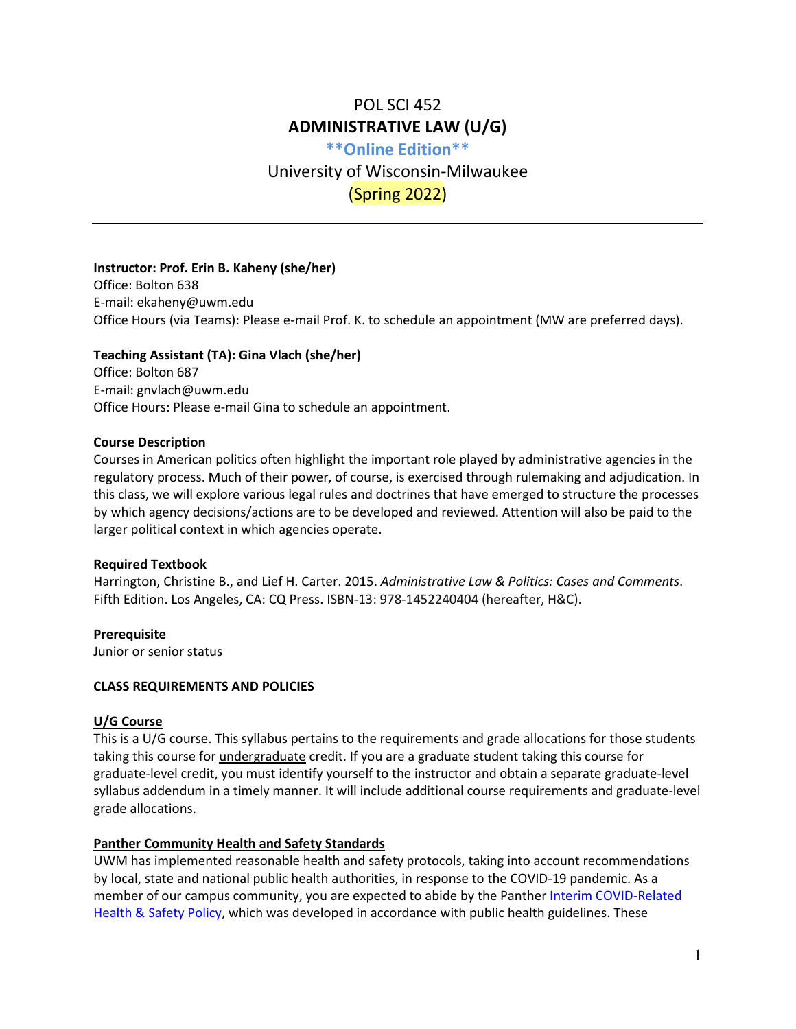# POL SCI 452
## ADMINISTRATIVE LAW (U/G)
### **\*\*Online Edition\*\***
University of Wisconsin-Milwaukee
(Spring 2022)

---

**Instructor: Prof. Erin B. Kaheny (she/her)**
Office: Bolton 638
E-mail: ekaheny@uwm.edu
Office Hours (via Teams): Please e-mail Prof. K. to schedule an appointment (MW are preferred days).

**Teaching Assistant (TA): Gina Vlach (she/her)**
Office: Bolton 687
E-mail: gnvlach@uwm.edu
Office Hours: Please e-mail Gina to schedule an appointment.

**Course Description**
Courses in American politics often highlight the important role played by administrative agencies in the regulatory process. Much of their power, of course, is exercised through rulemaking and adjudication. In this class, we will explore various legal rules and doctrines that have emerged to structure the processes by which agency decisions/actions are to be developed and reviewed. Attention will also be paid to the larger political context in which agencies operate.

**Required Textbook**
Harrington, Christine B., and Lief H. Carter. 2015. *Administrative Law & Politics: Cases and Comments*. Fifth Edition. Los Angeles, CA: CQ Press. ISBN-13: 978-1452240404 (hereafter, H&C).

**Prerequisite**
Junior or senior status

**CLASS REQUIREMENTS AND POLICIES**

**U/G Course**
This is a U/G course. This syllabus pertains to the requirements and grade allocations for those students taking this course for undergraduate credit. If you are a graduate student taking this course for graduate-level credit, you must identify yourself to the instructor and obtain a separate graduate-level syllabus addendum in a timely manner. It will include additional course requirements and graduate-level grade allocations.

**Panther Community Health and Safety Standards**
UWM has implemented reasonable health and safety protocols, taking into account recommendations by local, state and national public health authorities, in response to the COVID-19 pandemic. As a member of our campus community, you are expected to abide by the Panther Interim COVID-Related Health & Safety Policy, which was developed in accordance with public health guidelines. These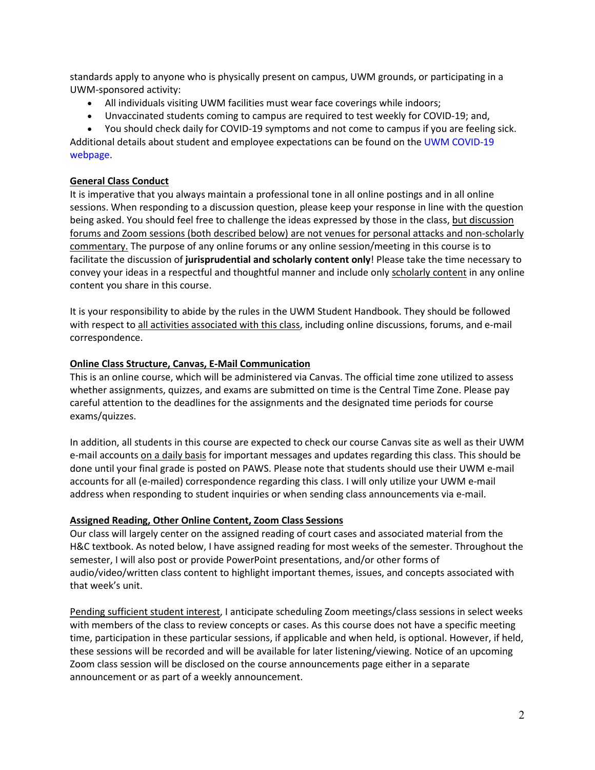standards apply to anyone who is physically present on campus, UWM grounds, or participating in a UWM-sponsored activity:

- All individuals visiting UWM facilities must wear face coverings while indoors;
- Unvaccinated students coming to campus are required to test weekly for COVID-19; and,
- You should check daily for COVID-19 symptoms and not come to campus if you are feeling sick.

Additional details about student and employee expectations can be found on the UWM COVID-19 webpage.

### General Class Conduct

It is imperative that you always maintain a professional tone in all online postings and in all online sessions. When responding to a discussion question, please keep your response in line with the question being asked. You should feel free to challenge the ideas expressed by those in the class, but discussion forums and Zoom sessions (both described below) are not venues for personal attacks and non-scholarly commentary. The purpose of any online forums or any online session/meeting in this course is to facilitate the discussion of **jurisprudential and scholarly content only**! Please take the time necessary to convey your ideas in a respectful and thoughtful manner and include only scholarly content in any online content you share in this course.

It is your responsibility to abide by the rules in the UWM Student Handbook. They should be followed with respect to all activities associated with this class, including online discussions, forums, and e-mail correspondence.

### Online Class Structure, Canvas, E-Mail Communication

This is an online course, which will be administered via Canvas. The official time zone utilized to assess whether assignments, quizzes, and exams are submitted on time is the Central Time Zone. Please pay careful attention to the deadlines for the assignments and the designated time periods for course exams/quizzes.

In addition, all students in this course are expected to check our course Canvas site as well as their UWM e-mail accounts on a daily basis for important messages and updates regarding this class. This should be done until your final grade is posted on PAWS. Please note that students should use their UWM e-mail accounts for all (e-mailed) correspondence regarding this class. I will only utilize your UWM e-mail address when responding to student inquiries or when sending class announcements via e-mail.

### Assigned Reading, Other Online Content, Zoom Class Sessions

Our class will largely center on the assigned reading of court cases and associated material from the H&C textbook. As noted below, I have assigned reading for most weeks of the semester. Throughout the semester, I will also post or provide PowerPoint presentations, and/or other forms of audio/video/written class content to highlight important themes, issues, and concepts associated with that week's unit.

Pending sufficient student interest, I anticipate scheduling Zoom meetings/class sessions in select weeks with members of the class to review concepts or cases. As this course does not have a specific meeting time, participation in these particular sessions, if applicable and when held, is optional. However, if held, these sessions will be recorded and will be available for later listening/viewing. Notice of an upcoming Zoom class session will be disclosed on the course announcements page either in a separate announcement or as part of a weekly announcement.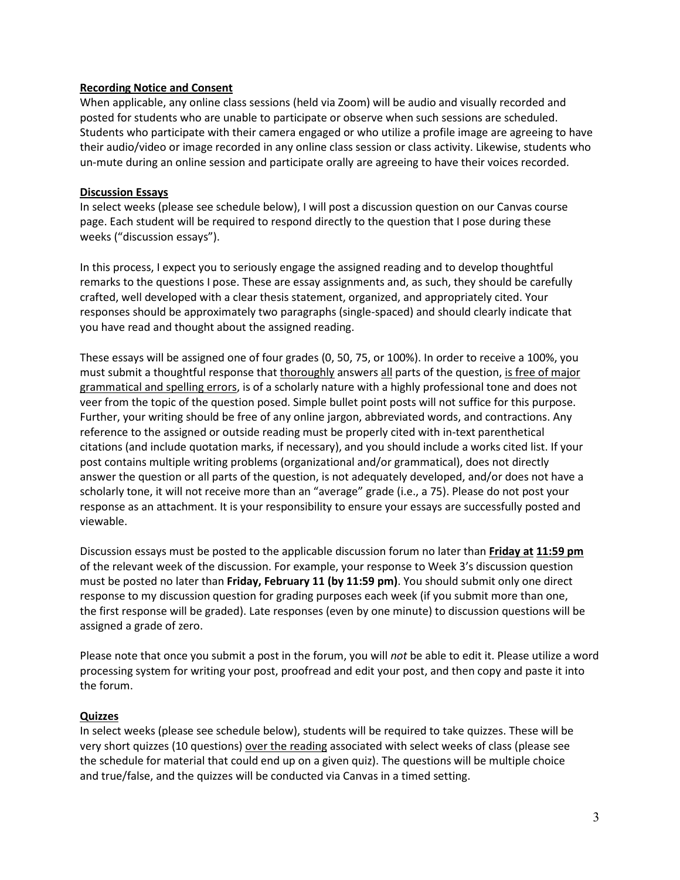**<u>Recording Notice and Consent</u>**

When applicable, any online class sessions (held via Zoom) will be audio and visually recorded and posted for students who are unable to participate or observe when such sessions are scheduled. Students who participate with their camera engaged or who utilize a profile image are agreeing to have their audio/video or image recorded in any online class session or class activity. Likewise, students who un-mute during an online session and participate orally are agreeing to have their voices recorded.

**<u>Discussion Essays</u>**

In select weeks (please see schedule below), I will post a discussion question on our Canvas course page. Each student will be required to respond directly to the question that I pose during these weeks ("discussion essays").

In this process, I expect you to seriously engage the assigned reading and to develop thoughtful remarks to the questions I pose. These are essay assignments and, as such, they should be carefully crafted, well developed with a clear thesis statement, organized, and appropriately cited. Your responses should be approximately two paragraphs (single-spaced) and should clearly indicate that you have read and thought about the assigned reading.

These essays will be assigned one of four grades (0, 50, 75, or 100%). In order to receive a 100%, you must submit a thoughtful response that <u>thoroughly</u> answers <u>all</u> parts of the question, <u>is free of major grammatical and spelling errors</u>, is of a scholarly nature with a highly professional tone and does not veer from the topic of the question posed. Simple bullet point posts will not suffice for this purpose. Further, your writing should be free of any online jargon, abbreviated words, and contractions. Any reference to the assigned or outside reading must be properly cited with in-text parenthetical citations (and include quotation marks, if necessary), and you should include a works cited list. If your post contains multiple writing problems (organizational and/or grammatical), does not directly answer the question or all parts of the question, is not adequately developed, and/or does not have a scholarly tone, it will not receive more than an "average" grade (i.e., a 75). Please do not post your response as an attachment. It is your responsibility to ensure your essays are successfully posted and viewable.

Discussion essays must be posted to the applicable discussion forum no later than **<u>Friday at</u> <u>11:59 pm</u>** of the relevant week of the discussion. For example, your response to Week 3's discussion question must be posted no later than **Friday, February 11 (by 11:59 pm)**. You should submit only one direct response to my discussion question for grading purposes each week (if you submit more than one, the first response will be graded). Late responses (even by one minute) to discussion questions will be assigned a grade of zero.

Please note that once you submit a post in the forum, you will *not* be able to edit it. Please utilize a word processing system for writing your post, proofread and edit your post, and then copy and paste it into the forum.

**<u>Quizzes</u>**

In select weeks (please see schedule below), students will be required to take quizzes. These will be very short quizzes (10 questions) <u>over the reading</u> associated with select weeks of class (please see the schedule for material that could end up on a given quiz). The questions will be multiple choice and true/false, and the quizzes will be conducted via Canvas in a timed setting.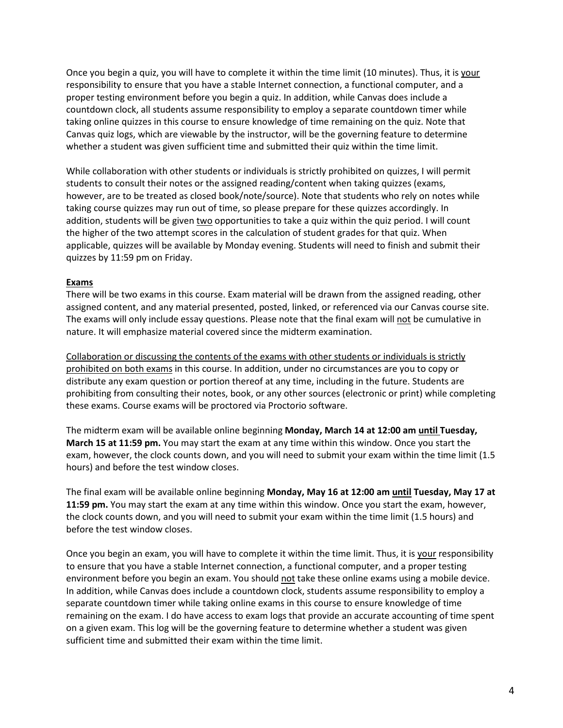Once you begin a quiz, you will have to complete it within the time limit (10 minutes). Thus, it is <u>your</u> responsibility to ensure that you have a stable Internet connection, a functional computer, and a proper testing environment before you begin a quiz. In addition, while Canvas does include a countdown clock, all students assume responsibility to employ a separate countdown timer while taking online quizzes in this course to ensure knowledge of time remaining on the quiz. Note that Canvas quiz logs, which are viewable by the instructor, will be the governing feature to determine whether a student was given sufficient time and submitted their quiz within the time limit.

While collaboration with other students or individuals is strictly prohibited on quizzes, I will permit students to consult their notes or the assigned reading/content when taking quizzes (exams, however, are to be treated as closed book/note/source). Note that students who rely on notes while taking course quizzes may run out of time, so please prepare for these quizzes accordingly. In addition, students will be given <u>two</u> opportunities to take a quiz within the quiz period. I will count the higher of the two attempt scores in the calculation of student grades for that quiz. When applicable, quizzes will be available by Monday evening. Students will need to finish and submit their quizzes by 11:59 pm on Friday.

**<u>Exams</u>**
There will be two exams in this course. Exam material will be drawn from the assigned reading, other assigned content, and any material presented, posted, linked, or referenced via our Canvas course site. The exams will only include essay questions. Please note that the final exam will <u>not</u> be cumulative in nature. It will emphasize material covered since the midterm examination.

<u>Collaboration or discussing the contents of the exams with other students or individuals is strictly prohibited on both exams</u> in this course. In addition, under no circumstances are you to copy or distribute any exam question or portion thereof at any time, including in the future. Students are prohibiting from consulting their notes, book, or any other sources (electronic or print) while completing these exams. Course exams will be proctored via Proctorio software.

The midterm exam will be available online beginning **Monday, March 14 at 12:00 am <u>until</u> Tuesday, March 15 at 11:59 pm.** You may start the exam at any time within this window. Once you start the exam, however, the clock counts down, and you will need to submit your exam within the time limit (1.5 hours) and before the test window closes.

The final exam will be available online beginning **Monday, May 16 at 12:00 am <u>until</u> Tuesday, May 17 at 11:59 pm.** You may start the exam at any time within this window. Once you start the exam, however, the clock counts down, and you will need to submit your exam within the time limit (1.5 hours) and before the test window closes.

Once you begin an exam, you will have to complete it within the time limit. Thus, it is <u>your</u> responsibility to ensure that you have a stable Internet connection, a functional computer, and a proper testing environment before you begin an exam. You should <u>not</u> take these online exams using a mobile device. In addition, while Canvas does include a countdown clock, students assume responsibility to employ a separate countdown timer while taking online exams in this course to ensure knowledge of time remaining on the exam. I do have access to exam logs that provide an accurate accounting of time spent on a given exam. This log will be the governing feature to determine whether a student was given sufficient time and submitted their exam within the time limit.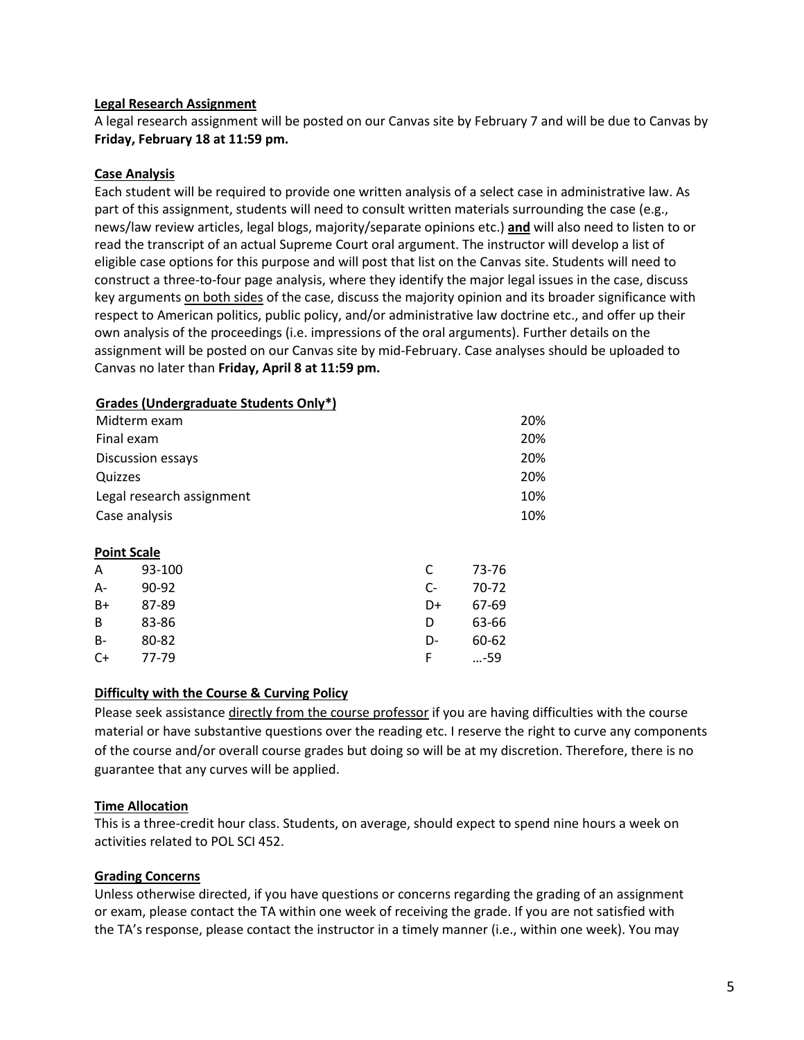**Legal Research Assignment**

A legal research assignment will be posted on our Canvas site by February 7 and will be due to Canvas by **Friday, February 18 at 11:59 pm.**

**Case Analysis**

Each student will be required to provide one written analysis of a select case in administrative law. As part of this assignment, students will need to consult written materials surrounding the case (e.g., news/law review articles, legal blogs, majority/separate opinions etc.) **and** will also need to listen to or read the transcript of an actual Supreme Court oral argument. The instructor will develop a list of eligible case options for this purpose and will post that list on the Canvas site. Students will need to construct a three-to-four page analysis, where they identify the major legal issues in the case, discuss key arguments on both sides of the case, discuss the majority opinion and its broader significance with respect to American politics, public policy, and/or administrative law doctrine etc., and offer up their own analysis of the proceedings (i.e. impressions of the oral arguments). Further details on the assignment will be posted on our Canvas site by mid-February. Case analyses should be uploaded to Canvas no later than **Friday, April 8 at 11:59 pm.**

**Grades (Undergraduate Students Only*)**

| Component | Weight |
|---|---|
| Midterm exam | 20% |
| Final exam | 20% |
| Discussion essays | 20% |
| Quizzes | 20% |
| Legal research assignment | 10% |
| Case analysis | 10% |

**Point Scale**

| Grade | Points | Grade | Points |
|---|---|---|---|
| A | 93-100 | C | 73-76 |
| A- | 90-92 | C- | 70-72 |
| B+ | 87-89 | D+ | 67-69 |
| B | 83-86 | D | 63-66 |
| B- | 80-82 | D- | 60-62 |
| C+ | 77-79 | F | …-59 |

**Difficulty with the Course & Curving Policy**

Please seek assistance directly from the course professor if you are having difficulties with the course material or have substantive questions over the reading etc. I reserve the right to curve any components of the course and/or overall course grades but doing so will be at my discretion. Therefore, there is no guarantee that any curves will be applied.

**Time Allocation**

This is a three-credit hour class. Students, on average, should expect to spend nine hours a week on activities related to POL SCI 452.

**Grading Concerns**

Unless otherwise directed, if you have questions or concerns regarding the grading of an assignment or exam, please contact the TA within one week of receiving the grade. If you are not satisfied with the TA's response, please contact the instructor in a timely manner (i.e., within one week). You may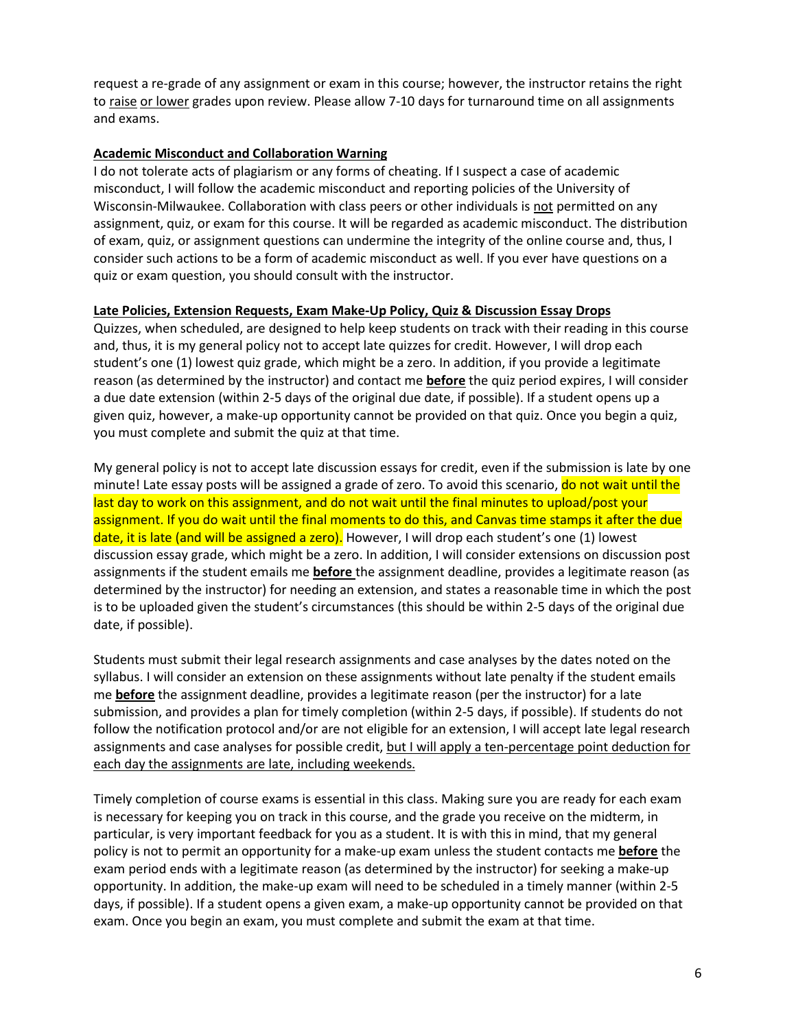request a re-grade of any assignment or exam in this course; however, the instructor retains the right to raise or lower grades upon review. Please allow 7-10 days for turnaround time on all assignments and exams.

**Academic Misconduct and Collaboration Warning**

I do not tolerate acts of plagiarism or any forms of cheating. If I suspect a case of academic misconduct, I will follow the academic misconduct and reporting policies of the University of Wisconsin-Milwaukee. Collaboration with class peers or other individuals is not permitted on any assignment, quiz, or exam for this course. It will be regarded as academic misconduct. The distribution of exam, quiz, or assignment questions can undermine the integrity of the online course and, thus, I consider such actions to be a form of academic misconduct as well. If you ever have questions on a quiz or exam question, you should consult with the instructor.

**Late Policies, Extension Requests, Exam Make-Up Policy, Quiz & Discussion Essay Drops**

Quizzes, when scheduled, are designed to help keep students on track with their reading in this course and, thus, it is my general policy not to accept late quizzes for credit. However, I will drop each student's one (1) lowest quiz grade, which might be a zero. In addition, if you provide a legitimate reason (as determined by the instructor) and contact me **before** the quiz period expires, I will consider a due date extension (within 2-5 days of the original due date, if possible). If a student opens up a given quiz, however, a make-up opportunity cannot be provided on that quiz. Once you begin a quiz, you must complete and submit the quiz at that time.

My general policy is not to accept late discussion essays for credit, even if the submission is late by one minute! Late essay posts will be assigned a grade of zero. To avoid this scenario, do not wait until the last day to work on this assignment, and do not wait until the final minutes to upload/post your assignment. If you do wait until the final moments to do this, and Canvas time stamps it after the due date, it is late (and will be assigned a zero). However, I will drop each student's one (1) lowest discussion essay grade, which might be a zero. In addition, I will consider extensions on discussion post assignments if the student emails me **before** the assignment deadline, provides a legitimate reason (as determined by the instructor) for needing an extension, and states a reasonable time in which the post is to be uploaded given the student's circumstances (this should be within 2-5 days of the original due date, if possible).

Students must submit their legal research assignments and case analyses by the dates noted on the syllabus. I will consider an extension on these assignments without late penalty if the student emails me **before** the assignment deadline, provides a legitimate reason (per the instructor) for a late submission, and provides a plan for timely completion (within 2-5 days, if possible). If students do not follow the notification protocol and/or are not eligible for an extension, I will accept late legal research assignments and case analyses for possible credit, but I will apply a ten-percentage point deduction for each day the assignments are late, including weekends.

Timely completion of course exams is essential in this class. Making sure you are ready for each exam is necessary for keeping you on track in this course, and the grade you receive on the midterm, in particular, is very important feedback for you as a student. It is with this in mind, that my general policy is not to permit an opportunity for a make-up exam unless the student contacts me **before** the exam period ends with a legitimate reason (as determined by the instructor) for seeking a make-up opportunity. In addition, the make-up exam will need to be scheduled in a timely manner (within 2-5 days, if possible). If a student opens a given exam, a make-up opportunity cannot be provided on that exam. Once you begin an exam, you must complete and submit the exam at that time.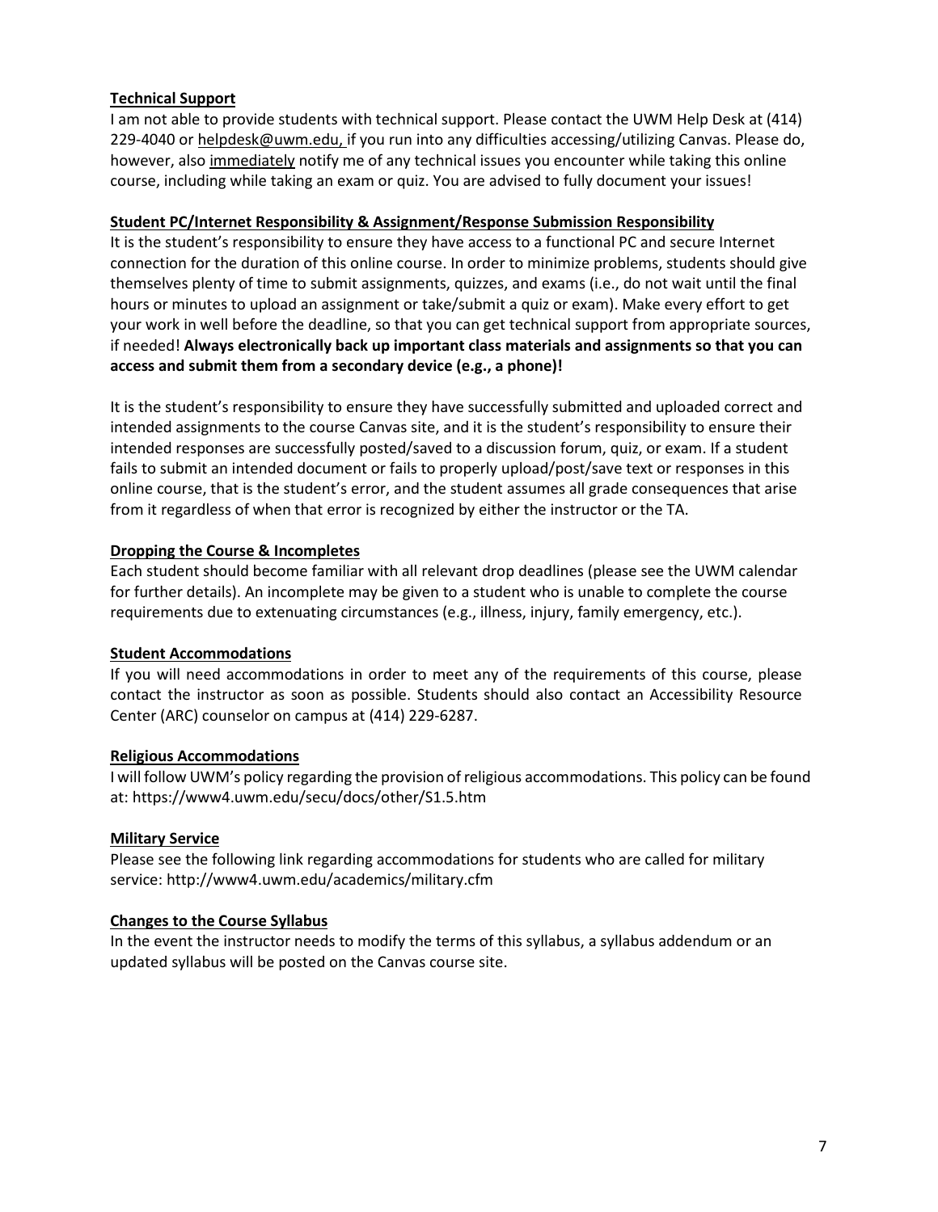**Technical Support**

I am not able to provide students with technical support. Please contact the UWM Help Desk at (414) 229-4040 or helpdesk@uwm.edu, if you run into any difficulties accessing/utilizing Canvas. Please do, however, also immediately notify me of any technical issues you encounter while taking this online course, including while taking an exam or quiz. You are advised to fully document your issues!

**Student PC/Internet Responsibility & Assignment/Response Submission Responsibility**

It is the student's responsibility to ensure they have access to a functional PC and secure Internet connection for the duration of this online course. In order to minimize problems, students should give themselves plenty of time to submit assignments, quizzes, and exams (i.e., do not wait until the final hours or minutes to upload an assignment or take/submit a quiz or exam). Make every effort to get your work in well before the deadline, so that you can get technical support from appropriate sources, if needed! **Always electronically back up important class materials and assignments so that you can access and submit them from a secondary device (e.g., a phone)!**

It is the student's responsibility to ensure they have successfully submitted and uploaded correct and intended assignments to the course Canvas site, and it is the student's responsibility to ensure their intended responses are successfully posted/saved to a discussion forum, quiz, or exam. If a student fails to submit an intended document or fails to properly upload/post/save text or responses in this online course, that is the student's error, and the student assumes all grade consequences that arise from it regardless of when that error is recognized by either the instructor or the TA.

**Dropping the Course & Incompletes**

Each student should become familiar with all relevant drop deadlines (please see the UWM calendar for further details). An incomplete may be given to a student who is unable to complete the course requirements due to extenuating circumstances (e.g., illness, injury, family emergency, etc.).

**Student Accommodations**

If you will need accommodations in order to meet any of the requirements of this course, please contact the instructor as soon as possible. Students should also contact an Accessibility Resource Center (ARC) counselor on campus at (414) 229-6287.

**Religious Accommodations**

I will follow UWM's policy regarding the provision of religious accommodations. This policy can be found at: https://www4.uwm.edu/secu/docs/other/S1.5.htm

**Military Service**

Please see the following link regarding accommodations for students who are called for military service: http://www4.uwm.edu/academics/military.cfm

**Changes to the Course Syllabus**

In the event the instructor needs to modify the terms of this syllabus, a syllabus addendum or an updated syllabus will be posted on the Canvas course site.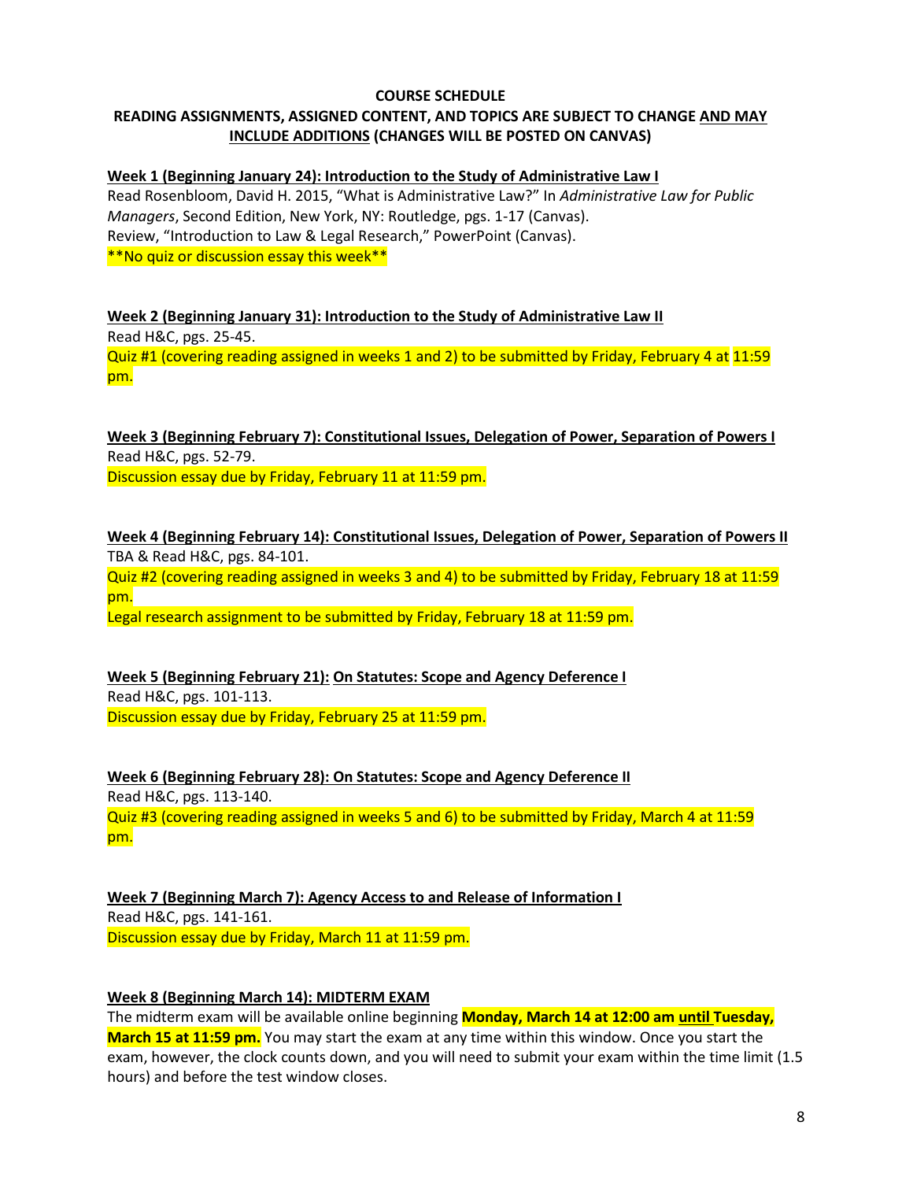**COURSE SCHEDULE**

**READING ASSIGNMENTS, ASSIGNED CONTENT, AND TOPICS ARE SUBJECT TO CHANGE <u>AND MAY INCLUDE ADDITIONS</u> (CHANGES WILL BE POSTED ON CANVAS)**

**<u>Week 1 (Beginning January 24): Introduction to the Study of Administrative Law I</u>**

Read Rosenbloom, David H. 2015, "What is Administrative Law?" In *Administrative Law for Public Managers*, Second Edition, New York, NY: Routledge, pgs. 1-17 (Canvas).

Review, "Introduction to Law & Legal Research," PowerPoint (Canvas).

**No quiz or discussion essay this week**

**<u>Week 2 (Beginning January 31): Introduction to the Study of Administrative Law II</u>**

Read H&C, pgs. 25-45.

Quiz #1 (covering reading assigned in weeks 1 and 2) to be submitted by Friday, February 4 at 11:59 pm.

**<u>Week 3 (Beginning February 7): Constitutional Issues, Delegation of Power, Separation of Powers I</u>**

Read H&C, pgs. 52-79.

Discussion essay due by Friday, February 11 at 11:59 pm.

**<u>Week 4 (Beginning February 14): Constitutional Issues, Delegation of Power, Separation of Powers II</u>**

TBA & Read H&C, pgs. 84-101.

Quiz #2 (covering reading assigned in weeks 3 and 4) to be submitted by Friday, February 18 at 11:59 pm.

Legal research assignment to be submitted by Friday, February 18 at 11:59 pm.

**<u>Week 5 (Beginning February 21):</u> <u>On Statutes: Scope and Agency Deference I</u>**

Read H&C, pgs. 101-113.

Discussion essay due by Friday, February 25 at 11:59 pm.

**<u>Week 6 (Beginning February 28): On Statutes: Scope and Agency Deference II</u>**

Read H&C, pgs. 113-140.

Quiz #3 (covering reading assigned in weeks 5 and 6) to be submitted by Friday, March 4 at 11:59 pm.

**<u>Week 7 (Beginning March 7): Agency Access to and Release of Information I</u>**

Read H&C, pgs. 141-161.

Discussion essay due by Friday, March 11 at 11:59 pm.

**<u>Week 8 (Beginning March 14): MIDTERM EXAM</u>**

The midterm exam will be available online beginning **Monday, March 14 at 12:00 am <u>until</u> Tuesday, March 15 at 11:59 pm.** You may start the exam at any time within this window. Once you start the exam, however, the clock counts down, and you will need to submit your exam within the time limit (1.5 hours) and before the test window closes.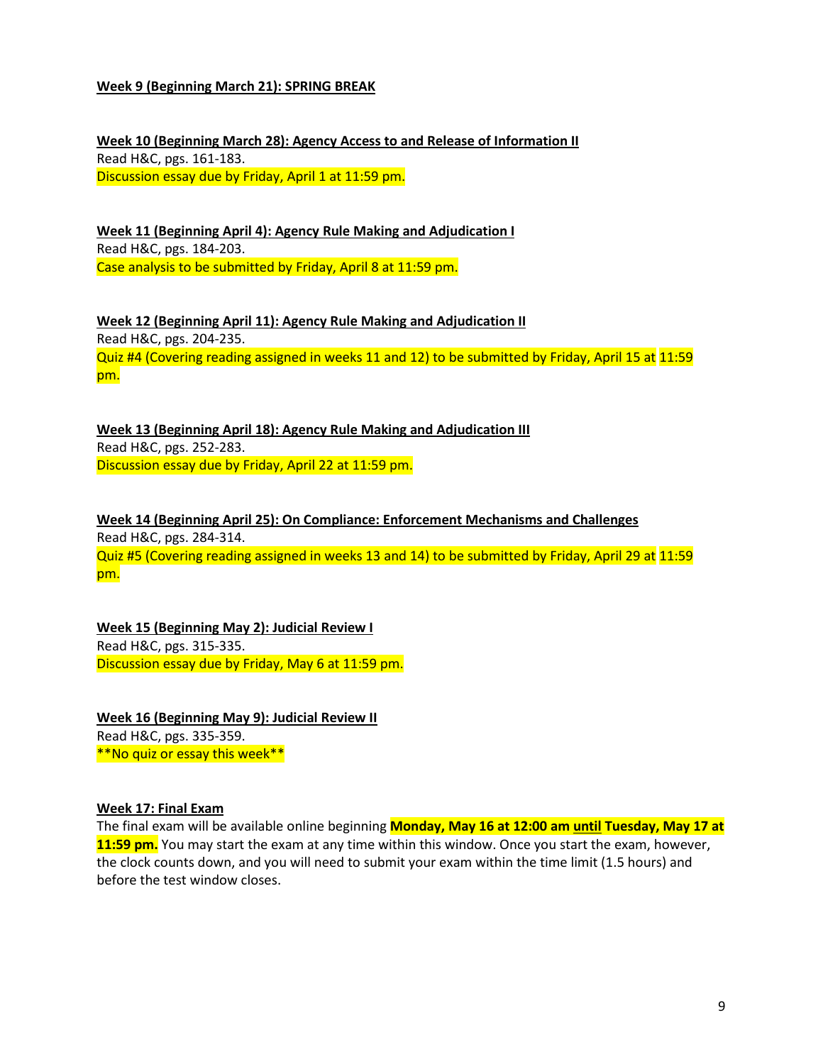**Week 9 (Beginning March 21): SPRING BREAK**

**Week 10 (Beginning March 28): Agency Access to and Release of Information II**
Read H&C, pgs. 161-183.
Discussion essay due by Friday, April 1 at 11:59 pm.

**Week 11 (Beginning April 4): Agency Rule Making and Adjudication I**
Read H&C, pgs. 184-203.
Case analysis to be submitted by Friday, April 8 at 11:59 pm.

**Week 12 (Beginning April 11): Agency Rule Making and Adjudication II**
Read H&C, pgs. 204-235.
Quiz #4 (Covering reading assigned in weeks 11 and 12) to be submitted by Friday, April 15 at 11:59 pm.

**Week 13 (Beginning April 18): Agency Rule Making and Adjudication III**
Read H&C, pgs. 252-283.
Discussion essay due by Friday, April 22 at 11:59 pm.

**Week 14 (Beginning April 25): On Compliance: Enforcement Mechanisms and Challenges**
Read H&C, pgs. 284-314.
Quiz #5 (Covering reading assigned in weeks 13 and 14) to be submitted by Friday, April 29 at 11:59 pm.

**Week 15 (Beginning May 2): Judicial Review I**
Read H&C, pgs. 315-335.
Discussion essay due by Friday, May 6 at 11:59 pm.

**Week 16 (Beginning May 9): Judicial Review II**
Read H&C, pgs. 335-359.
**No quiz or essay this week**

**Week 17: Final Exam**
The final exam will be available online beginning **Monday, May 16 at 12:00 am until Tuesday, May 17 at 11:59 pm.** You may start the exam at any time within this window. Once you start the exam, however, the clock counts down, and you will need to submit your exam within the time limit (1.5 hours) and before the test window closes.